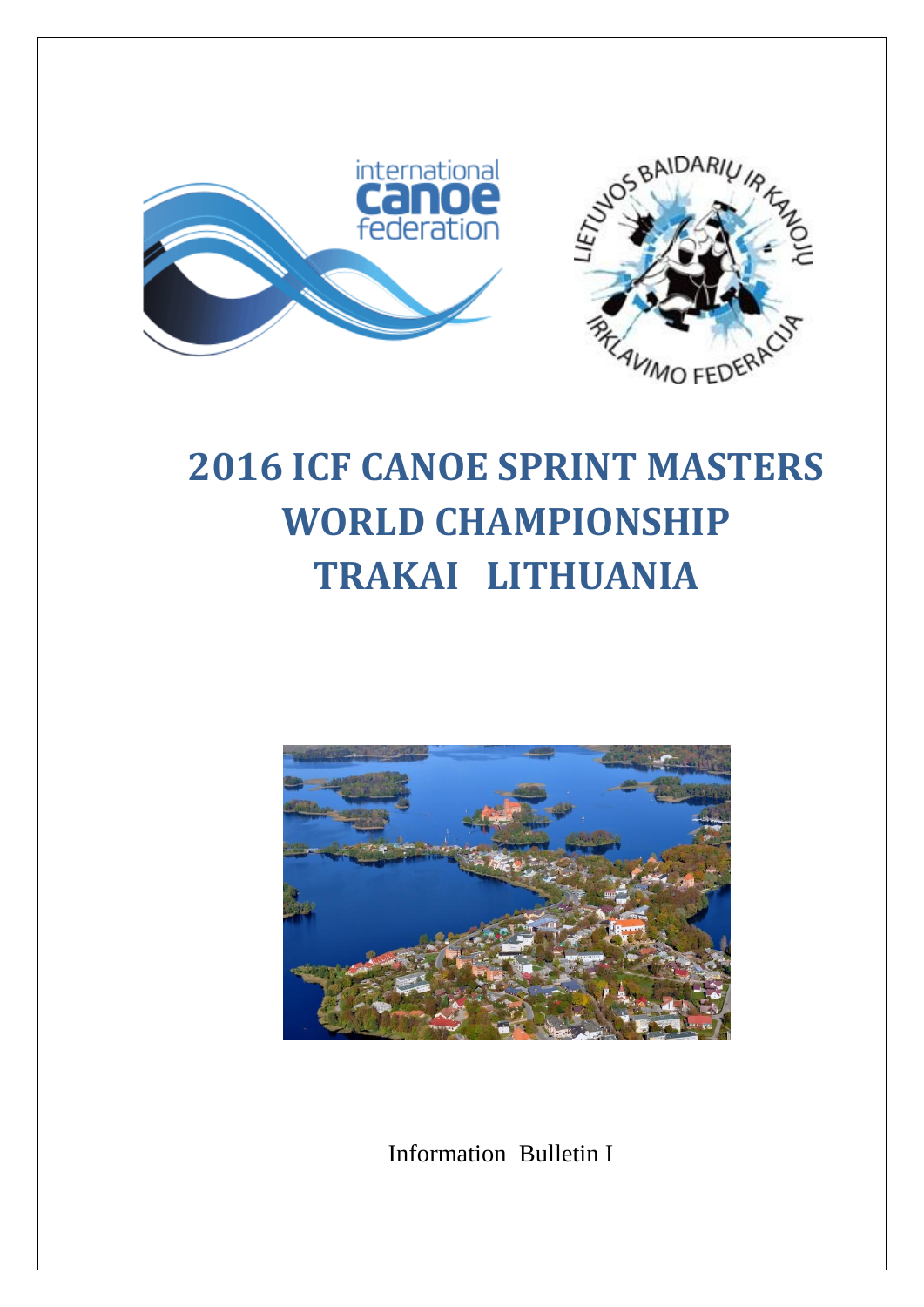# 2016 ICF CANOE SPRINT MASTERS WORLD CHAMPIONSHIP TRAKAI LITHUANIA

Information Bulletin I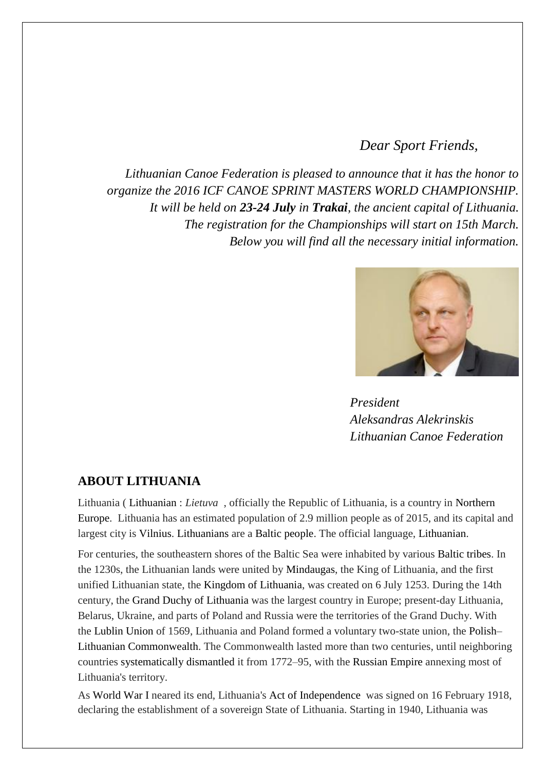*Dear Sport Friends,*

*Lithuanian Canoe Federation is pleased to announce that it has the honor to organize the 2016 ICF CANOE SPRINT MASTERS WORLD CHAMPIONSHIP. It will be held on **23-24 July** in **Trakai**, the ancient capital of Lithuania. The registration for the Championships will start on 15th March. Below you will find all the necessary initial information.*

*President*
*Aleksandras Alekrinskis*
*Lithuanian Canoe Federation*

## ABOUT LITHUANIA

Lithuania ( Lithuanian : *Lietuva* , officially the Republic of Lithuania, is a country in Northern Europe. Lithuania has an estimated population of 2.9 million people as of 2015, and its capital and largest city is Vilnius. Lithuanians are a Baltic people. The official language, Lithuanian.

For centuries, the southeastern shores of the Baltic Sea were inhabited by various Baltic tribes. In the 1230s, the Lithuanian lands were united by Mindaugas, the King of Lithuania, and the first unified Lithuanian state, the Kingdom of Lithuania, was created on 6 July 1253. During the 14th century, the Grand Duchy of Lithuania was the largest country in Europe; present-day Lithuania, Belarus, Ukraine, and parts of Poland and Russia were the territories of the Grand Duchy. With the Lublin Union of 1569, Lithuania and Poland formed a voluntary two-state union, the Polish–Lithuanian Commonwealth. The Commonwealth lasted more than two centuries, until neighboring countries systematically dismantled it from 1772–95, with the Russian Empire annexing most of Lithuania's territory.

As World War I neared its end, Lithuania's Act of Independence was signed on 16 February 1918, declaring the establishment of a sovereign State of Lithuania. Starting in 1940, Lithuania was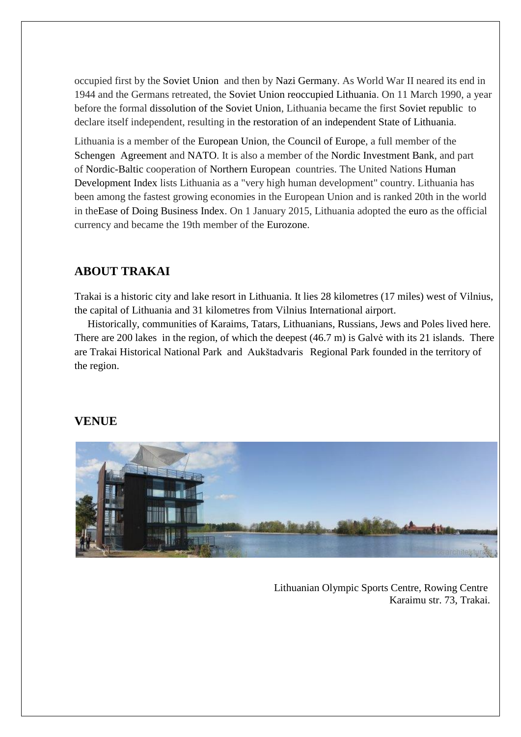occupied first by the Soviet Union and then by Nazi Germany. As World War II neared its end in 1944 and the Germans retreated, the Soviet Union reoccupied Lithuania. On 11 March 1990, a year before the formal dissolution of the Soviet Union, Lithuania became the first Soviet republic to declare itself independent, resulting in the restoration of an independent State of Lithuania.

Lithuania is a member of the European Union, the Council of Europe, a full member of the Schengen Agreement and NATO. It is also a member of the Nordic Investment Bank, and part of Nordic-Baltic cooperation of Northern European countries. The United Nations Human Development Index lists Lithuania as a "very high human development" country. Lithuania has been among the fastest growing economies in the European Union and is ranked 20th in the world in theEase of Doing Business Index. On 1 January 2015, Lithuania adopted the euro as the official currency and became the 19th member of the Eurozone.

## ABOUT TRAKAI

Trakai is a historic city and lake resort in Lithuania. It lies 28 kilometres (17 miles) west of Vilnius, the capital of Lithuania and 31 kilometres from Vilnius International airport.

Historically, communities of Karaims, Tatars, Lithuanians, Russians, Jews and Poles lived here. There are 200 lakes in the region, of which the deepest (46.7 m) is Galvė with its 21 islands. There are Trakai Historical National Park and Aukštadvaris Regional Park founded in the territory of the region.

## VENUE

Lithuanian Olympic Sports Centre, Rowing Centre
Karaimu str. 73, Trakai.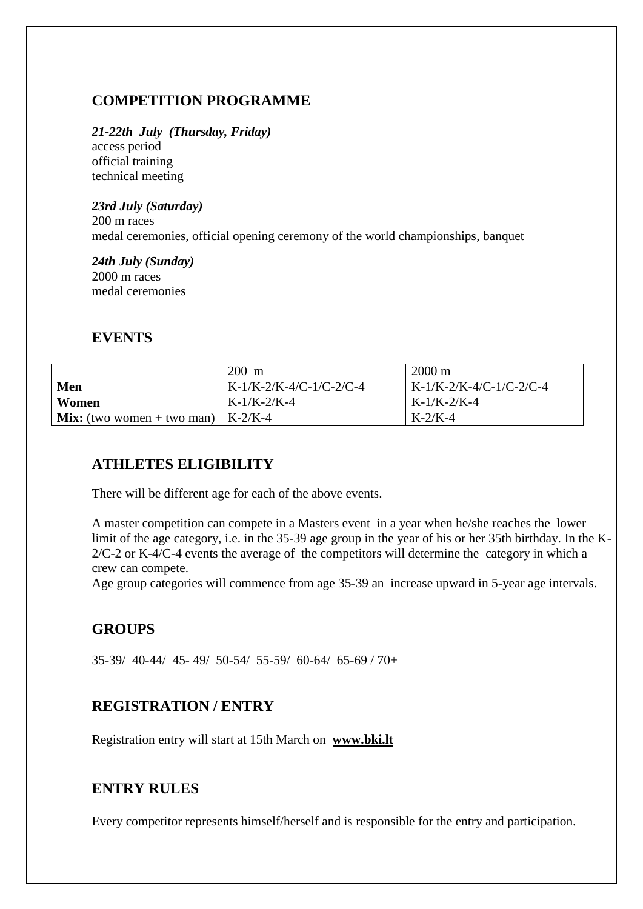## COMPETITION PROGRAMME

***21-22th July (Thursday, Friday)***
access period
official training
technical meeting

***23rd July (Saturday)***
200 m races
medal ceremonies, official opening ceremony of the world championships, banquet

***24th July (Sunday)***
2000 m races
medal ceremonies

## EVENTS

| | 200 m | 2000 m |
|---|---|---|
| **Men** | K-1/K-2/K-4/C-1/C-2/C-4 | K-1/K-2/K-4/C-1/C-2/C-4 |
| **Women** | K-1/K-2/K-4 | K-1/K-2/K-4 |
| **Mix:** (two women + two man) | K-2/K-4 | K-2/K-4 |

## ATHLETES ELIGIBILITY

There will be different age for each of the above events.

A master competition can compete in a Masters event in a year when he/she reaches the lower limit of the age category, i.e. in the 35-39 age group in the year of his or her 35th birthday. In the K-2/C-2 or K-4/C-4 events the average of the competitors will determine the category in which a crew can compete.
Age group categories will commence from age 35-39 an increase upward in 5-year age intervals.

## GROUPS

35-39/ 40-44/ 45- 49/ 50-54/ 55-59/ 60-64/ 65-69 / 70+

## REGISTRATION / ENTRY

Registration entry will start at 15th March on **www.bki.lt**

## ENTRY RULES

Every competitor represents himself/herself and is responsible for the entry and participation.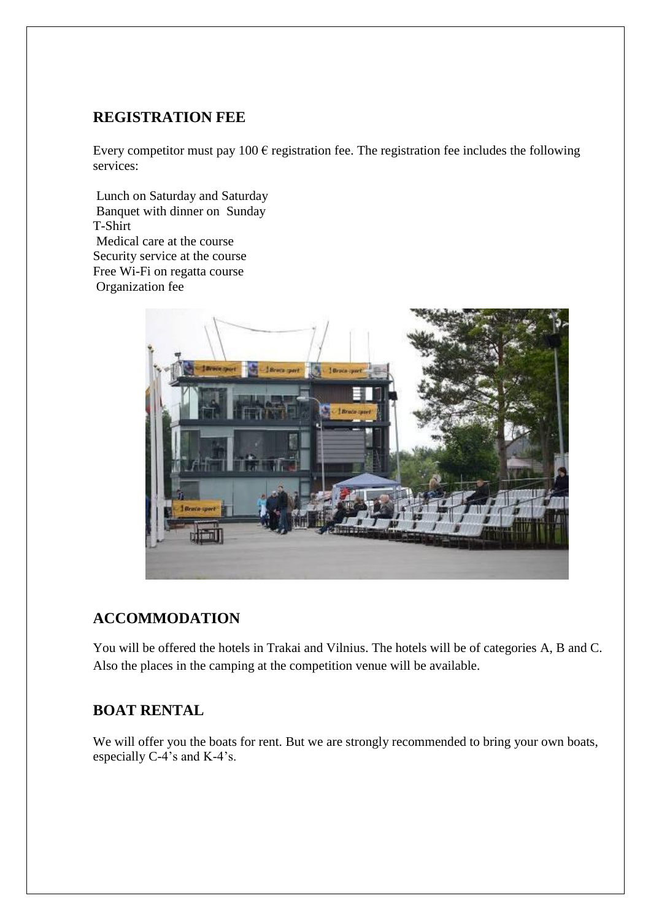## REGISTRATION FEE

Every competitor must pay 100 € registration fee. The registration fee includes the following services:

Lunch on Saturday and Saturday
Banquet with dinner on Sunday
T-Shirt
Medical care at the course
Security service at the course
Free Wi-Fi on regatta course
Organization fee

## ACCOMMODATION

You will be offered the hotels in Trakai and Vilnius. The hotels will be of categories A, B and C. Also the places in the camping at the competition venue will be available.

## BOAT RENTAL

We will offer you the boats for rent. But we are strongly recommended to bring your own boats, especially C-4's and K-4's.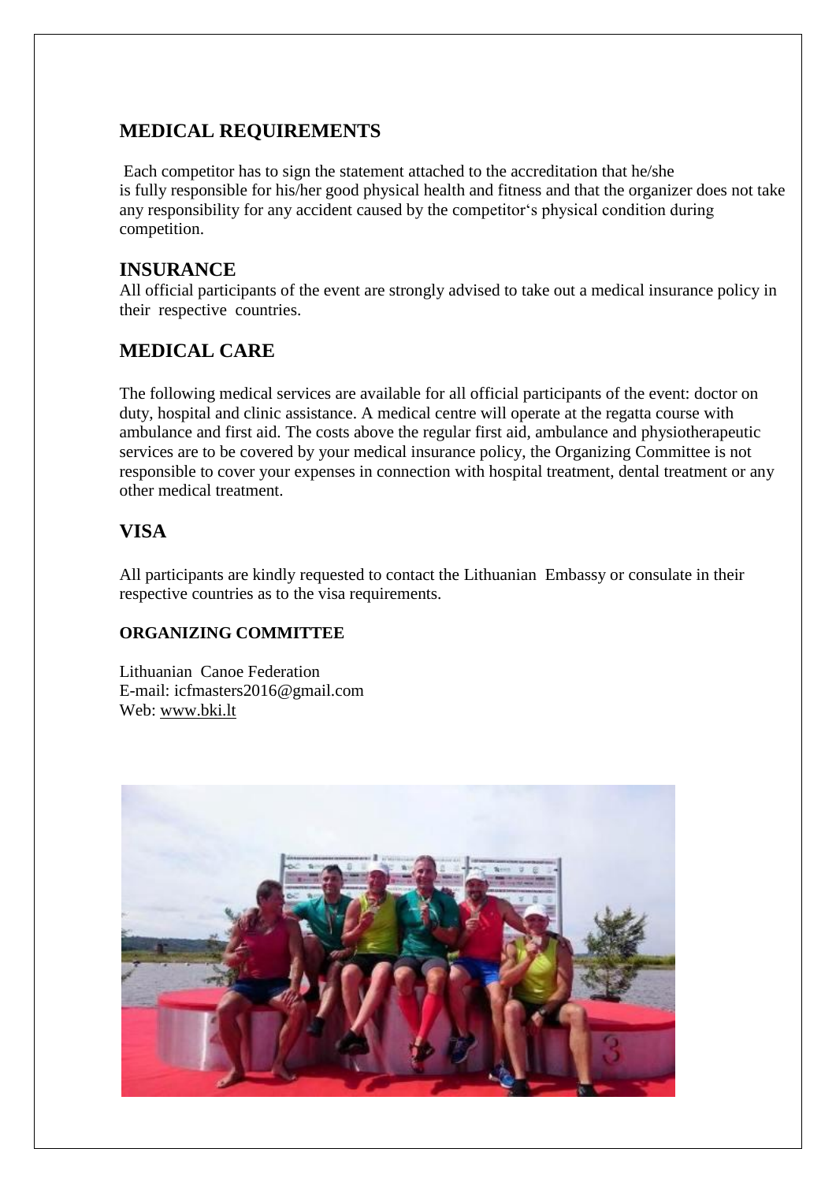## MEDICAL REQUIREMENTS

Each competitor has to sign the statement attached to the accreditation that he/she is fully responsible for his/her good physical health and fitness and that the organizer does not take any responsibility for any accident caused by the competitor's physical condition during competition.

## INSURANCE

All official participants of the event are strongly advised to take out a medical insurance policy in their respective countries.

## MEDICAL CARE

The following medical services are available for all official participants of the event: doctor on duty, hospital and clinic assistance. A medical centre will operate at the regatta course with ambulance and first aid. The costs above the regular first aid, ambulance and physiotherapeutic services are to be covered by your medical insurance policy, the Organizing Committee is not responsible to cover your expenses in connection with hospital treatment, dental treatment or any other medical treatment.

## VISA

All participants are kindly requested to contact the Lithuanian Embassy or consulate in their respective countries as to the visa requirements.

### ORGANIZING COMMITTEE

Lithuanian Canoe Federation
E-mail: icfmasters2016@gmail.com
Web: www.bki.lt